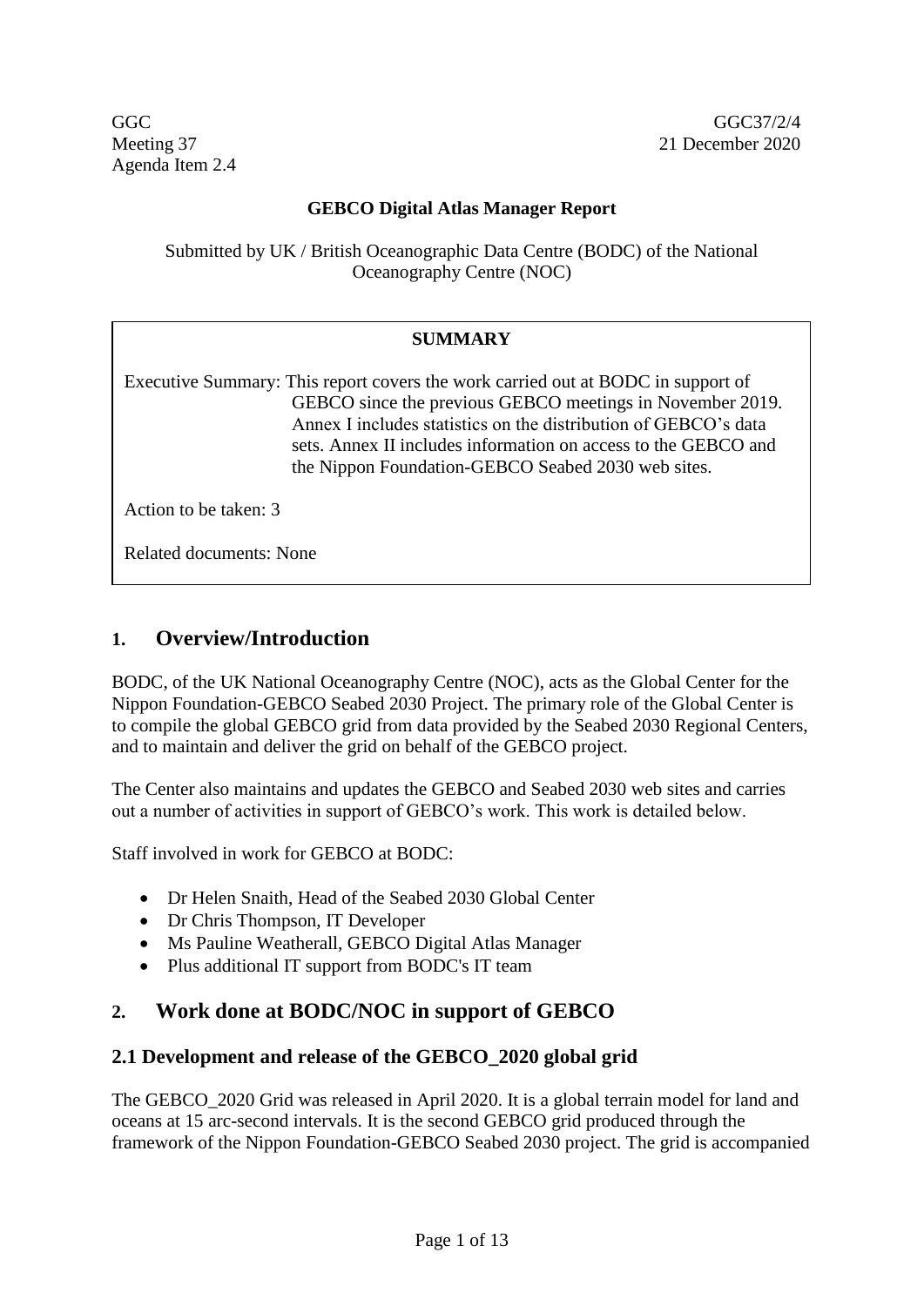GGC
Meeting 37
Agenda Item 2.4

GGC37/2/4
21 December 2020

**GEBCO Digital Atlas Manager Report**

Submitted by UK / British Oceanographic Data Centre (BODC) of the National Oceanography Centre (NOC)

| **SUMMARY** |
| --- |
| Executive Summary: This report covers the work carried out at BODC in support of GEBCO since the previous GEBCO meetings in November 2019. Annex I includes statistics on the distribution of GEBCO's data sets. Annex II includes information on access to the GEBCO and the Nippon Foundation-GEBCO Seabed 2030 web sites. |
| Action to be taken: 3 |
| Related documents: None |

## 1. Overview/Introduction

BODC, of the UK National Oceanography Centre (NOC), acts as the Global Center for the Nippon Foundation-GEBCO Seabed 2030 Project. The primary role of the Global Center is to compile the global GEBCO grid from data provided by the Seabed 2030 Regional Centers, and to maintain and deliver the grid on behalf of the GEBCO project.

The Center also maintains and updates the GEBCO and Seabed 2030 web sites and carries out a number of activities in support of GEBCO's work. This work is detailed below.

Staff involved in work for GEBCO at BODC:

- Dr Helen Snaith, Head of the Seabed 2030 Global Center
- Dr Chris Thompson, IT Developer
- Ms Pauline Weatherall, GEBCO Digital Atlas Manager
- Plus additional IT support from BODC's IT team

## 2. Work done at BODC/NOC in support of GEBCO

### 2.1 Development and release of the GEBCO_2020 global grid

The GEBCO_2020 Grid was released in April 2020. It is a global terrain model for land and oceans at 15 arc-second intervals. It is the second GEBCO grid produced through the framework of the Nippon Foundation-GEBCO Seabed 2030 project. The grid is accompanied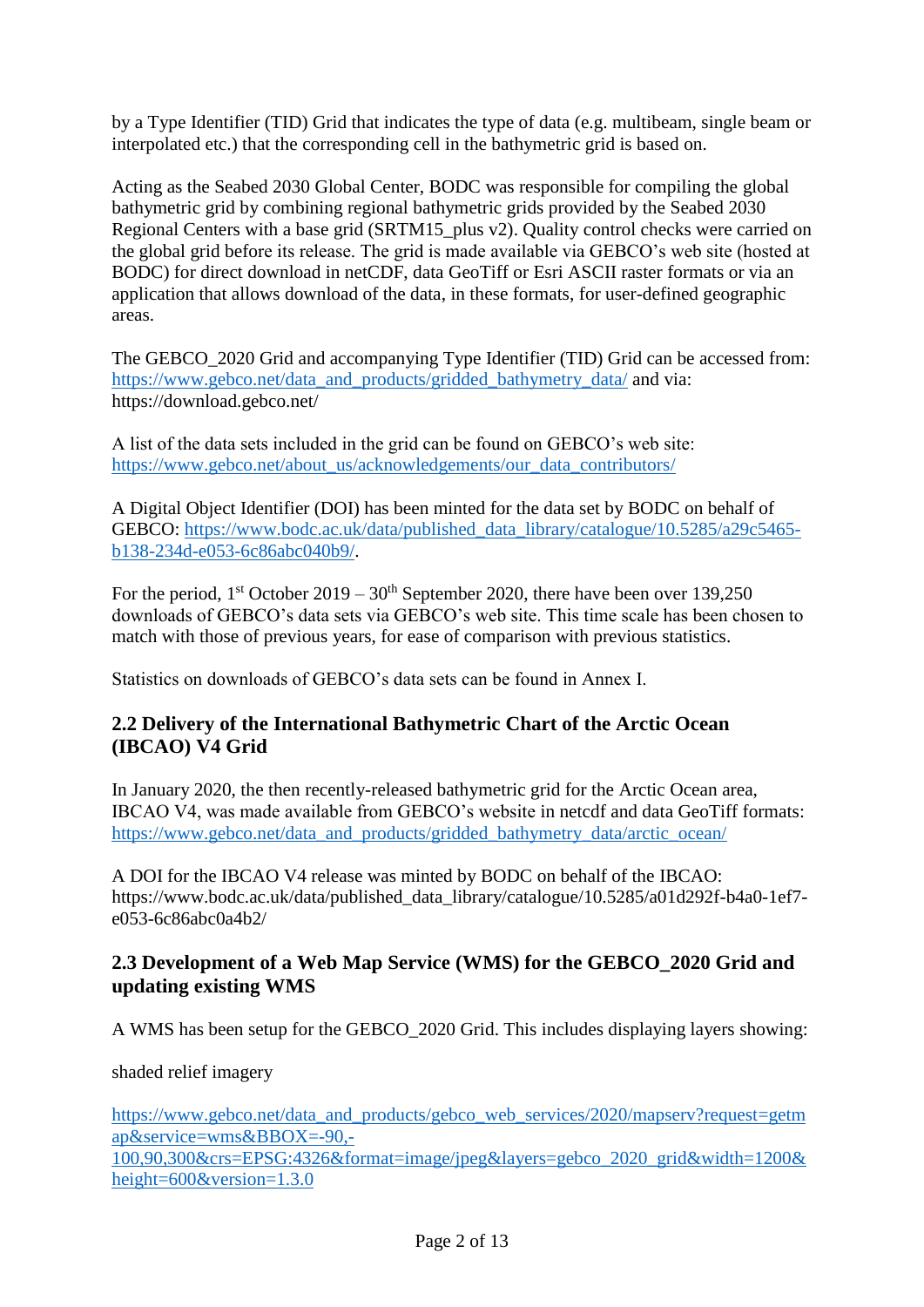by a Type Identifier (TID) Grid that indicates the type of data (e.g. multibeam, single beam or interpolated etc.) that the corresponding cell in the bathymetric grid is based on.

Acting as the Seabed 2030 Global Center, BODC was responsible for compiling the global bathymetric grid by combining regional bathymetric grids provided by the Seabed 2030 Regional Centers with a base grid (SRTM15_plus v2). Quality control checks were carried on the global grid before its release. The grid is made available via GEBCO's web site (hosted at BODC) for direct download in netCDF, data GeoTiff or Esri ASCII raster formats or via an application that allows download of the data, in these formats, for user-defined geographic areas.

The GEBCO_2020 Grid and accompanying Type Identifier (TID) Grid can be accessed from: https://www.gebco.net/data_and_products/gridded_bathymetry_data/ and via: https://download.gebco.net/

A list of the data sets included in the grid can be found on GEBCO's web site: https://www.gebco.net/about_us/acknowledgements/our_data_contributors/

A Digital Object Identifier (DOI) has been minted for the data set by BODC on behalf of GEBCO: https://www.bodc.ac.uk/data/published_data_library/catalogue/10.5285/a29c5465-b138-234d-e053-6c86abc040b9/.

For the period, 1st October 2019 – 30th September 2020, there have been over 139,250 downloads of GEBCO's data sets via GEBCO's web site. This time scale has been chosen to match with those of previous years, for ease of comparison with previous statistics.

Statistics on downloads of GEBCO's data sets can be found in Annex I.

## 2.2 Delivery of the International Bathymetric Chart of the Arctic Ocean (IBCAO) V4 Grid

In January 2020, the then recently-released bathymetric grid for the Arctic Ocean area, IBCAO V4, was made available from GEBCO's website in netcdf and data GeoTiff formats: https://www.gebco.net/data_and_products/gridded_bathymetry_data/arctic_ocean/

A DOI for the IBCAO V4 release was minted by BODC on behalf of the IBCAO: https://www.bodc.ac.uk/data/published_data_library/catalogue/10.5285/a01d292f-b4a0-1ef7-e053-6c86abc0a4b2/

## 2.3 Development of a Web Map Service (WMS) for the GEBCO_2020 Grid and updating existing WMS

A WMS has been setup for the GEBCO_2020 Grid. This includes displaying layers showing:

shaded relief imagery

https://www.gebco.net/data_and_products/gebco_web_services/2020/mapserv?request=getmap&service=wms&BBOX=-90,-100,90,300&crs=EPSG:4326&format=image/jpeg&layers=gebco_2020_grid&width=1200&height=600&version=1.3.0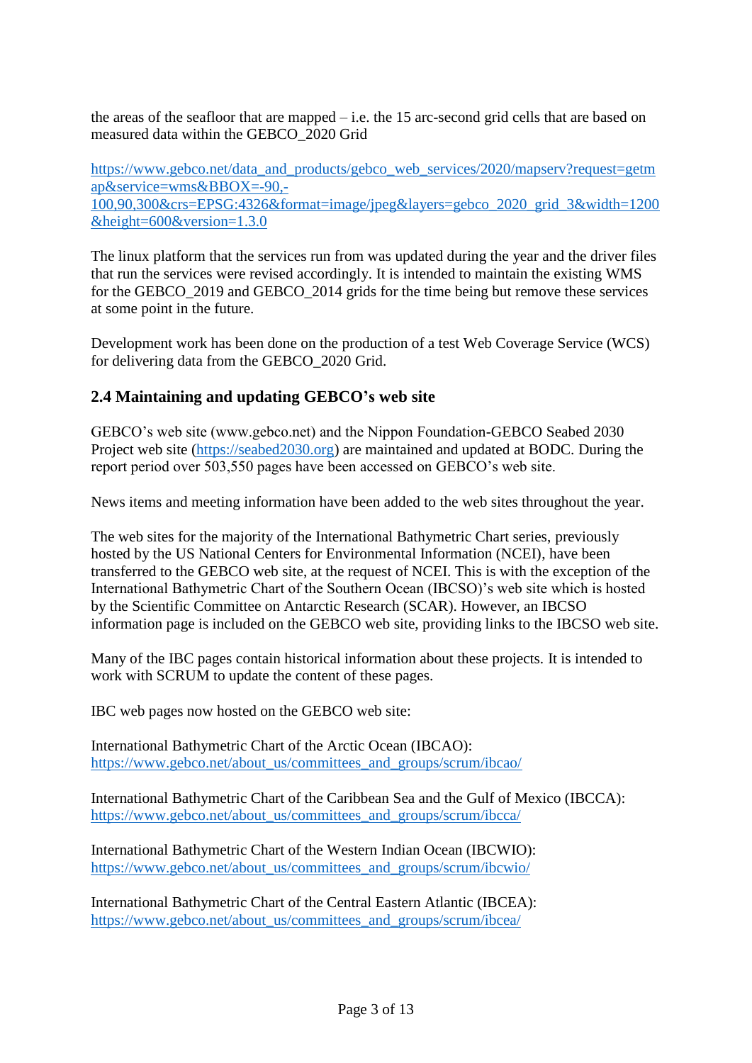the areas of the seafloor that are mapped – i.e. the 15 arc-second grid cells that are based on measured data within the GEBCO_2020 Grid

https://www.gebco.net/data_and_products/gebco_web_services/2020/mapserv?request=getmap&service=wms&BBOX=-90,-100,90,300&crs=EPSG:4326&format=image/jpeg&layers=gebco_2020_grid_3&width=1200&height=600&version=1.3.0

The linux platform that the services run from was updated during the year and the driver files that run the services were revised accordingly. It is intended to maintain the existing WMS for the GEBCO_2019 and GEBCO_2014 grids for the time being but remove these services at some point in the future.

Development work has been done on the production of a test Web Coverage Service (WCS) for delivering data from the GEBCO_2020 Grid.

## 2.4 Maintaining and updating GEBCO's web site

GEBCO's web site (www.gebco.net) and the Nippon Foundation-GEBCO Seabed 2030 Project web site (https://seabed2030.org) are maintained and updated at BODC. During the report period over 503,550 pages have been accessed on GEBCO's web site.

News items and meeting information have been added to the web sites throughout the year.

The web sites for the majority of the International Bathymetric Chart series, previously hosted by the US National Centers for Environmental Information (NCEI), have been transferred to the GEBCO web site, at the request of NCEI. This is with the exception of the International Bathymetric Chart of the Southern Ocean (IBCSO)'s web site which is hosted by the Scientific Committee on Antarctic Research (SCAR). However, an IBCSO information page is included on the GEBCO web site, providing links to the IBCSO web site.

Many of the IBC pages contain historical information about these projects. It is intended to work with SCRUM to update the content of these pages.

IBC web pages now hosted on the GEBCO web site:

International Bathymetric Chart of the Arctic Ocean (IBCAO):
https://www.gebco.net/about_us/committees_and_groups/scrum/ibcao/

International Bathymetric Chart of the Caribbean Sea and the Gulf of Mexico (IBCCA):
https://www.gebco.net/about_us/committees_and_groups/scrum/ibcca/

International Bathymetric Chart of the Western Indian Ocean (IBCWIO):
https://www.gebco.net/about_us/committees_and_groups/scrum/ibcwio/

International Bathymetric Chart of the Central Eastern Atlantic (IBCEA):
https://www.gebco.net/about_us/committees_and_groups/scrum/ibcea/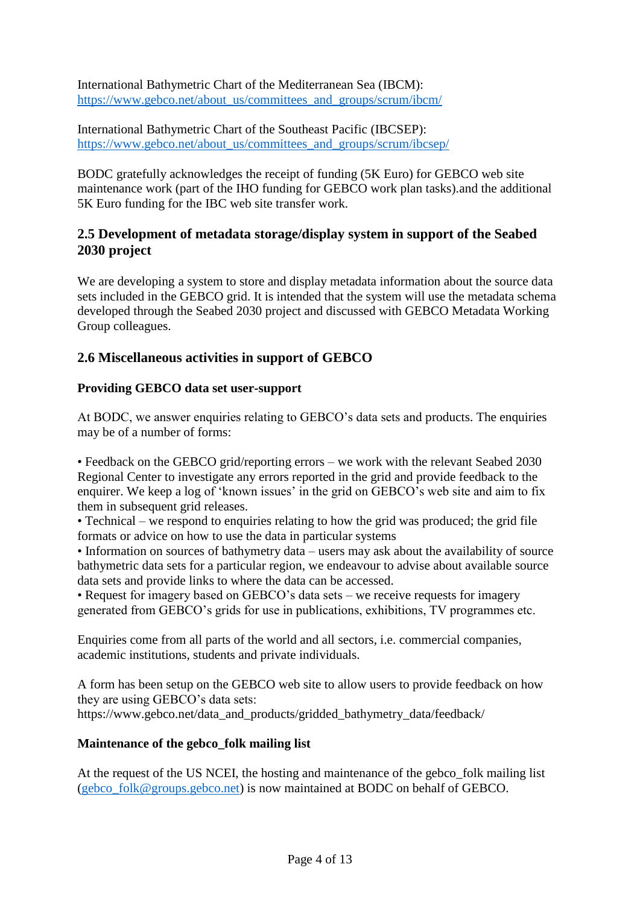International Bathymetric Chart of the Mediterranean Sea (IBCM):
https://www.gebco.net/about_us/committees_and_groups/scrum/ibcm/

International Bathymetric Chart of the Southeast Pacific (IBCSEP):
https://www.gebco.net/about_us/committees_and_groups/scrum/ibcsep/

BODC gratefully acknowledges the receipt of funding (5K Euro) for GEBCO web site maintenance work (part of the IHO funding for GEBCO work plan tasks).and the additional 5K Euro funding for the IBC web site transfer work.

## 2.5 Development of metadata storage/display system in support of the Seabed 2030 project

We are developing a system to store and display metadata information about the source data sets included in the GEBCO grid. It is intended that the system will use the metadata schema developed through the Seabed 2030 project and discussed with GEBCO Metadata Working Group colleagues.

## 2.6 Miscellaneous activities in support of GEBCO

**Providing GEBCO data set user-support**

At BODC, we answer enquiries relating to GEBCO's data sets and products. The enquiries may be of a number of forms:

- Feedback on the GEBCO grid/reporting errors – we work with the relevant Seabed 2030 Regional Center to investigate any errors reported in the grid and provide feedback to the enquirer. We keep a log of 'known issues' in the grid on GEBCO's web site and aim to fix them in subsequent grid releases.
- Technical – we respond to enquiries relating to how the grid was produced; the grid file formats or advice on how to use the data in particular systems
- Information on sources of bathymetry data – users may ask about the availability of source bathymetric data sets for a particular region, we endeavour to advise about available source data sets and provide links to where the data can be accessed.
- Request for imagery based on GEBCO's data sets – we receive requests for imagery generated from GEBCO's grids for use in publications, exhibitions, TV programmes etc.

Enquiries come from all parts of the world and all sectors, i.e. commercial companies, academic institutions, students and private individuals.

A form has been setup on the GEBCO web site to allow users to provide feedback on how they are using GEBCO's data sets:
https://www.gebco.net/data_and_products/gridded_bathymetry_data/feedback/

**Maintenance of the gebco_folk mailing list**

At the request of the US NCEI, the hosting and maintenance of the gebco_folk mailing list (gebco_folk@groups.gebco.net) is now maintained at BODC on behalf of GEBCO.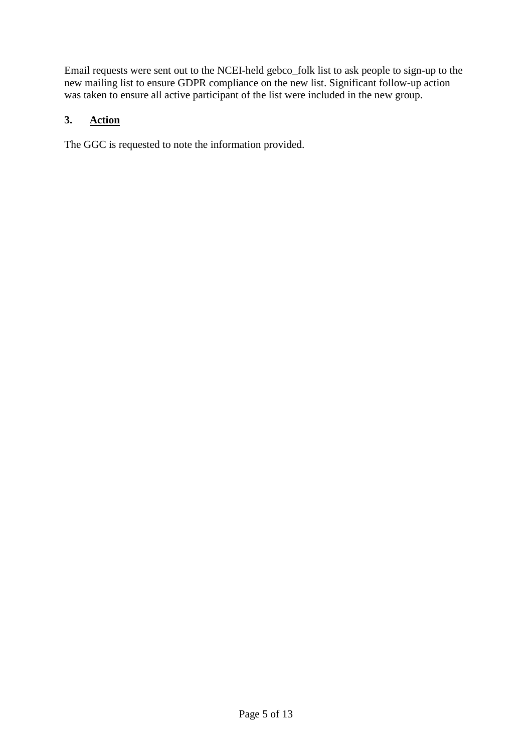Email requests were sent out to the NCEI-held gebco_folk list to ask people to sign-up to the new mailing list to ensure GDPR compliance on the new list. Significant follow-up action was taken to ensure all active participant of the list were included in the new group.

## 3. Action

The GGC is requested to note the information provided.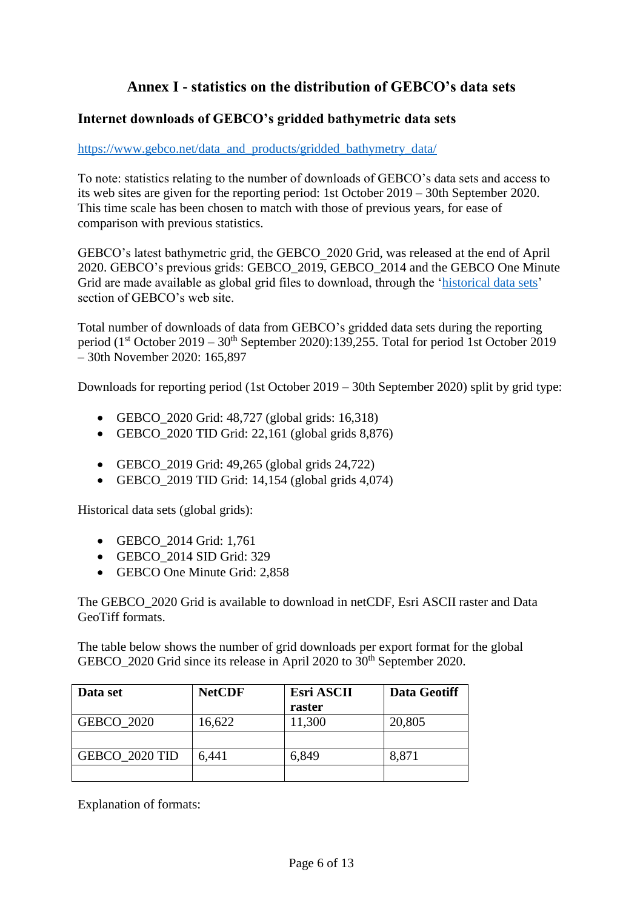# Annex I - statistics on the distribution of GEBCO's data sets

## Internet downloads of GEBCO's gridded bathymetric data sets

[https://www.gebco.net/data_and_products/gridded_bathymetry_data/](https://www.gebco.net/data_and_products/gridded_bathymetry_data/)

To note: statistics relating to the number of downloads of GEBCO's data sets and access to its web sites are given for the reporting period: 1st October 2019 – 30th September 2020. This time scale has been chosen to match with those of previous years, for ease of comparison with previous statistics.

GEBCO's latest bathymetric grid, the GEBCO_2020 Grid, was released at the end of April 2020. GEBCO's previous grids: GEBCO_2019, GEBCO_2014 and the GEBCO One Minute Grid are made available as global grid files to download, through the 'historical data sets' section of GEBCO's web site.

Total number of downloads of data from GEBCO's gridded data sets during the reporting period (1st October 2019 – 30th September 2020):139,255. Total for period 1st October 2019 – 30th November 2020: 165,897

Downloads for reporting period (1st October 2019 – 30th September 2020) split by grid type:

- GEBCO_2020 Grid: 48,727 (global grids: 16,318)
- GEBCO_2020 TID Grid: 22,161 (global grids 8,876)

- GEBCO_2019 Grid: 49,265 (global grids 24,722)
- GEBCO_2019 TID Grid: 14,154 (global grids 4,074)

Historical data sets (global grids):

- GEBCO_2014 Grid: 1,761
- GEBCO_2014 SID Grid: 329
- GEBCO One Minute Grid: 2,858

The GEBCO_2020 Grid is available to download in netCDF, Esri ASCII raster and Data GeoTiff formats.

The table below shows the number of grid downloads per export format for the global GEBCO_2020 Grid since its release in April 2020 to 30th September 2020.

| Data set | NetCDF | Esri ASCII raster | Data Geotiff |
|---|---|---|---|
| GEBCO_2020 | 16,622 | 11,300 | 20,805 |
| | | | |
| GEBCO_2020 TID | 6,441 | 6,849 | 8,871 |
| | | | |

Explanation of formats: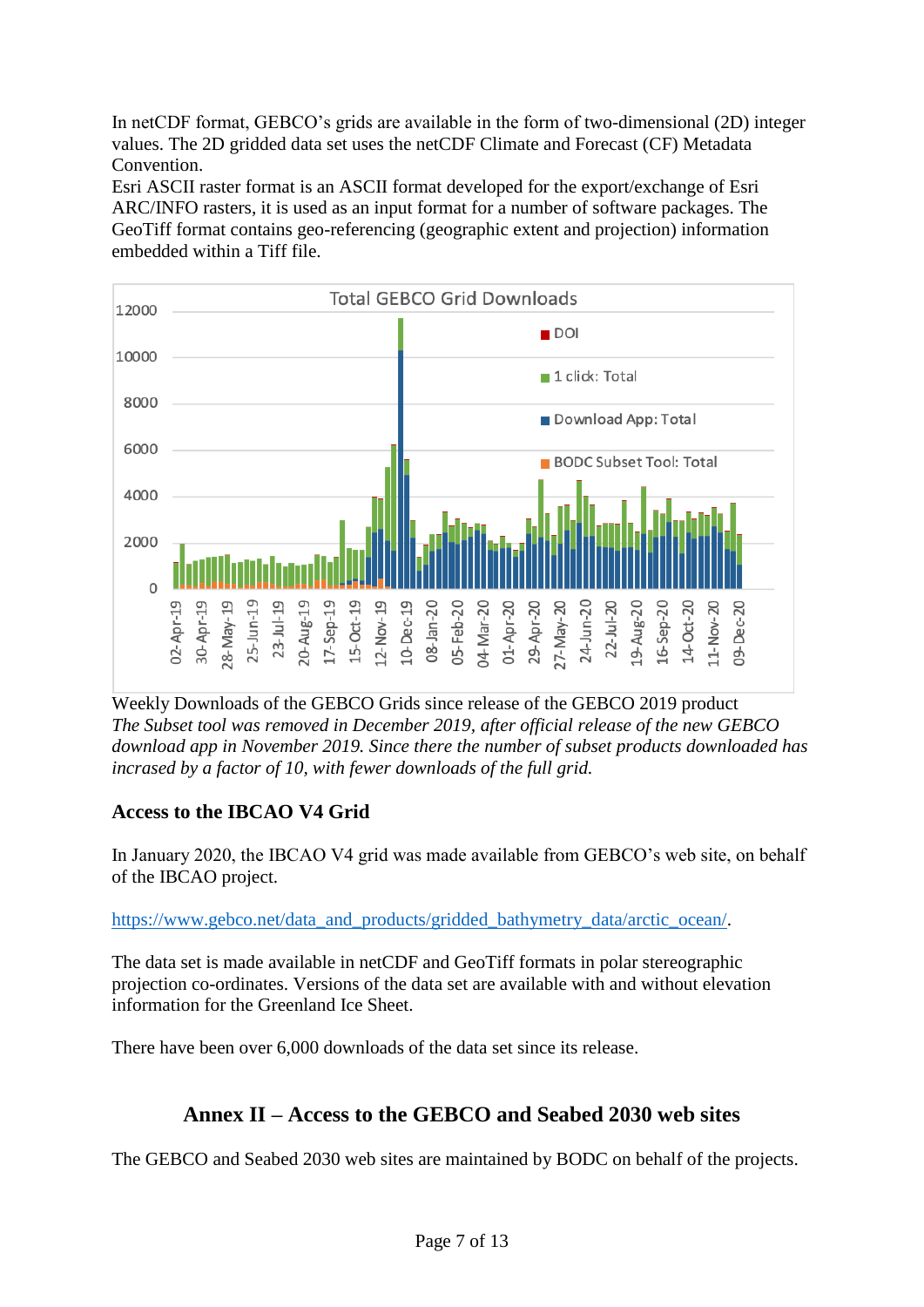In netCDF format, GEBCO's grids are available in the form of two-dimensional (2D) integer values. The 2D gridded data set uses the netCDF Climate and Forecast (CF) Metadata Convention.
Esri ASCII raster format is an ASCII format developed for the export/exchange of Esri ARC/INFO rasters, it is used as an input format for a number of software packages. The GeoTiff format contains geo-referencing (geographic extent and projection) information embedded within a Tiff file.

Weekly Downloads of the GEBCO Grids since release of the GEBCO 2019 product
*The Subset tool was removed in December 2019, after official release of the new GEBCO download app in November 2019. Since there the number of subset products downloaded has incrased by a factor of 10, with fewer downloads of the full grid.*

### Access to the IBCAO V4 Grid

In January 2020, the IBCAO V4 grid was made available from GEBCO's web site, on behalf of the IBCAO project.

https://www.gebco.net/data_and_products/gridded_bathymetry_data/arctic_ocean/.

The data set is made available in netCDF and GeoTiff formats in polar stereographic projection co-ordinates. Versions of the data set are available with and without elevation information for the Greenland Ice Sheet.

There have been over 6,000 downloads of the data set since its release.

## Annex II – Access to the GEBCO and Seabed 2030 web sites

The GEBCO and Seabed 2030 web sites are maintained by BODC on behalf of the projects.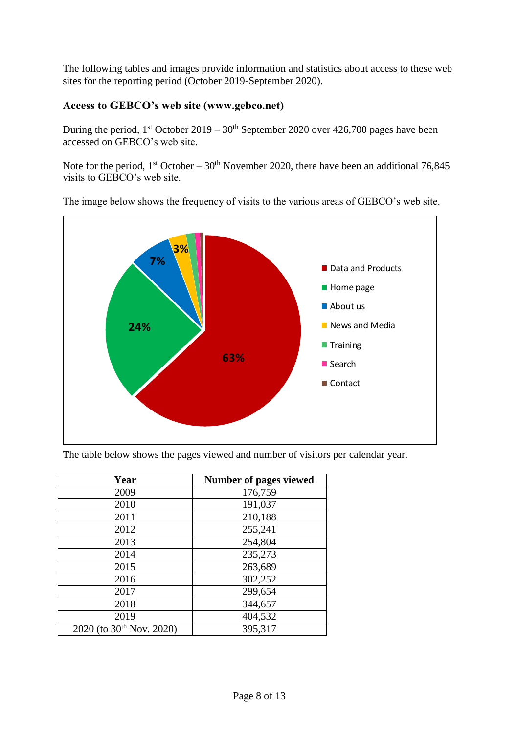The following tables and images provide information and statistics about access to these web sites for the reporting period (October 2019-September 2020).

### Access to GEBCO's web site (www.gebco.net)

During the period, 1st October 2019 – 30th September 2020 over 426,700 pages have been accessed on GEBCO's web site.

Note for the period, 1st October – 30th November 2020, there have been an additional 76,845 visits to GEBCO's web site.

The image below shows the frequency of visits to the various areas of GEBCO's web site.

The table below shows the pages viewed and number of visitors per calendar year.

| Year | Number of pages viewed |
|---|---|
| 2009 | 176,759 |
| 2010 | 191,037 |
| 2011 | 210,188 |
| 2012 | 255,241 |
| 2013 | 254,804 |
| 2014 | 235,273 |
| 2015 | 263,689 |
| 2016 | 302,252 |
| 2017 | 299,654 |
| 2018 | 344,657 |
| 2019 | 404,532 |
| 2020 (to 30th Nov. 2020) | 395,317 |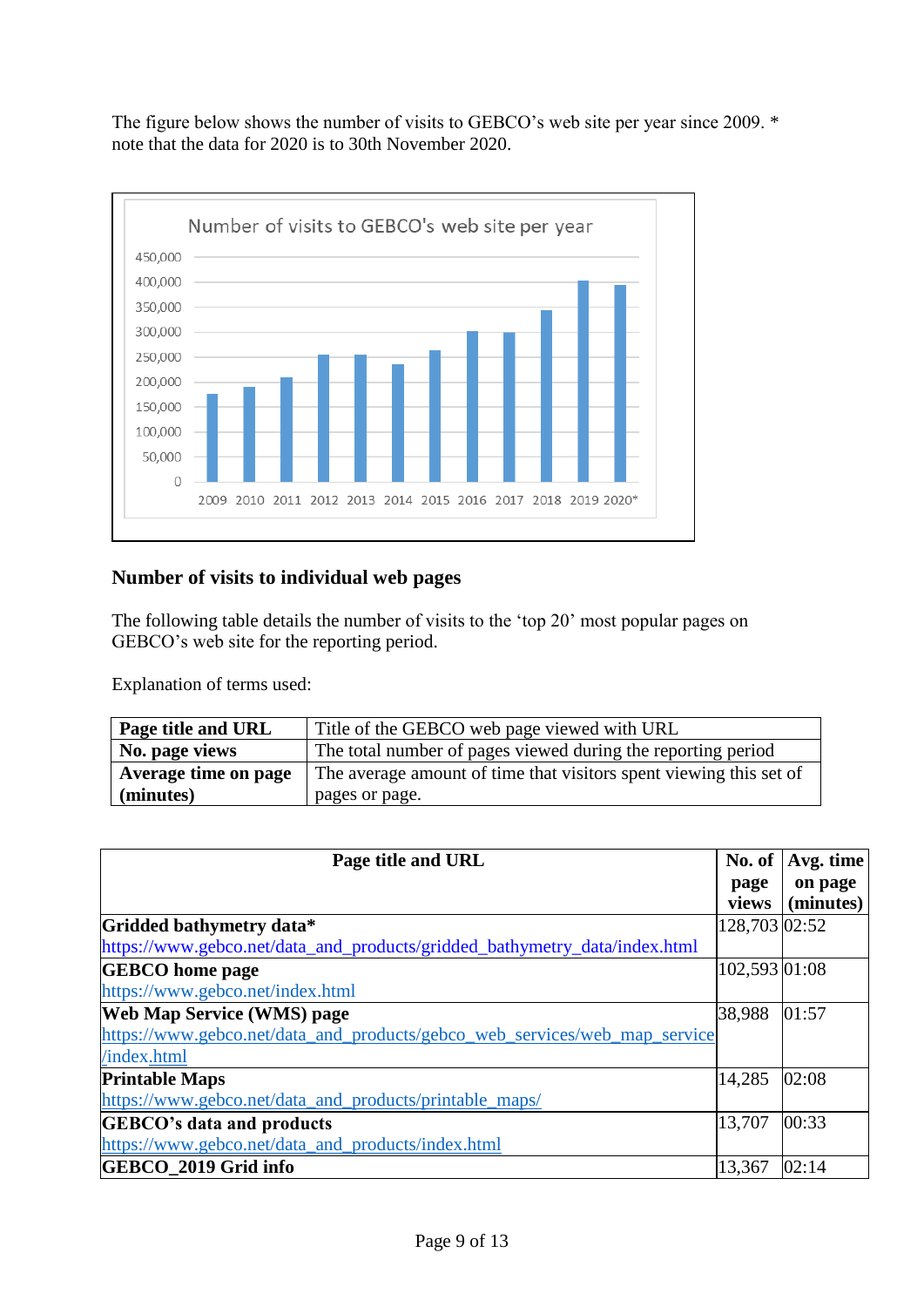The figure below shows the number of visits to GEBCO's web site per year since 2009. * note that the data for 2020 is to 30th November 2020.

## Number of visits to individual web pages

The following table details the number of visits to the 'top 20' most popular pages on GEBCO's web site for the reporting period.

Explanation of terms used:

| **Page title and URL** | Title of the GEBCO web page viewed with URL |
|---|---|
| **No. page views** | The total number of pages viewed during the reporting period |
| **Average time on page (minutes)** | The average amount of time that visitors spent viewing this set of pages or page. |

| Page title and URL | No. of page views | Avg. time on page (minutes) |
|---|---|---|
| **Gridded bathymetry data*** https://www.gebco.net/data_and_products/gridded_bathymetry_data/index.html | 128,703 | 02:52 |
| **GEBCO home page** https://www.gebco.net/index.html | 102,593 | 01:08 |
| **Web Map Service (WMS) page** https://www.gebco.net/data_and_products/gebco_web_services/web_map_service/index.html | 38,988 | 01:57 |
| **Printable Maps** https://www.gebco.net/data_and_products/printable_maps/ | 14,285 | 02:08 |
| **GEBCO's data and products** https://www.gebco.net/data_and_products/index.html | 13,707 | 00:33 |
| **GEBCO_2019 Grid info** | 13,367 | 02:14 |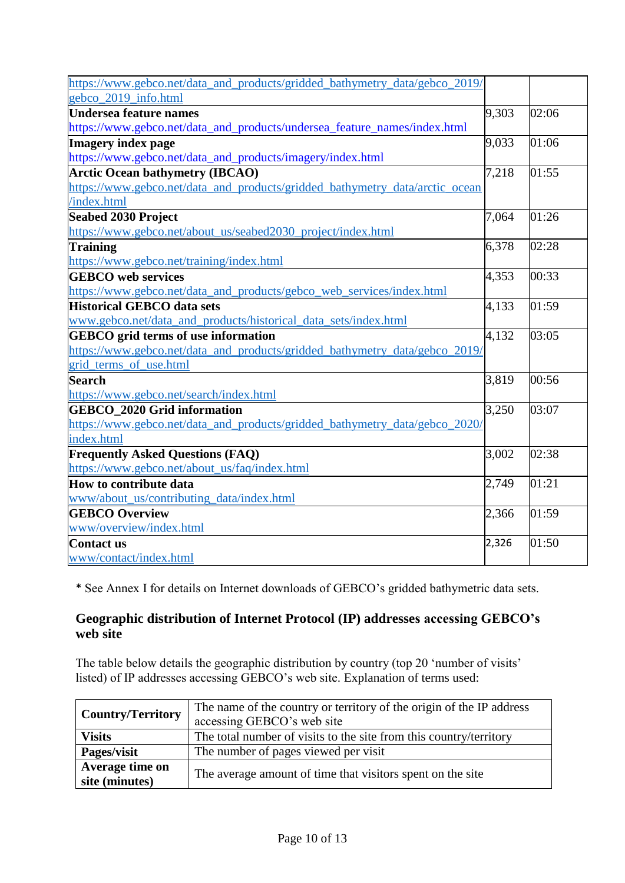| | | |
|---|---|---|
| https://www.gebco.net/data_and_products/gridded_bathymetry_data/gebco_2019/gebco_2019_info.html | | |
| **Undersea feature names** https://www.gebco.net/data_and_products/undersea_feature_names/index.html | 9,303 | 02:06 |
| **Imagery index page** https://www.gebco.net/data_and_products/imagery/index.html | 9,033 | 01:06 |
| **Arctic Ocean bathymetry (IBCAO)** https://www.gebco.net/data_and_products/gridded_bathymetry_data/arctic_ocean/index.html | 7,218 | 01:55 |
| **Seabed 2030 Project** https://www.gebco.net/about_us/seabed2030_project/index.html | 7,064 | 01:26 |
| **Training** https://www.gebco.net/training/index.html | 6,378 | 02:28 |
| **GEBCO web services** https://www.gebco.net/data_and_products/gebco_web_services/index.html | 4,353 | 00:33 |
| **Historical GEBCO data sets** www.gebco.net/data_and_products/historical_data_sets/index.html | 4,133 | 01:59 |
| **GEBCO grid terms of use information** https://www.gebco.net/data_and_products/gridded_bathymetry_data/gebco_2019/grid_terms_of_use.html | 4,132 | 03:05 |
| **Search** https://www.gebco.net/search/index.html | 3,819 | 00:56 |
| **GEBCO_2020 Grid information** https://www.gebco.net/data_and_products/gridded_bathymetry_data/gebco_2020/index.html | 3,250 | 03:07 |
| **Frequently Asked Questions (FAQ)** https://www.gebco.net/about_us/faq/index.html | 3,002 | 02:38 |
| **How to contribute data** www/about_us/contributing_data/index.html | 2,749 | 01:21 |
| **GEBCO Overview** www/overview/index.html | 2,366 | 01:59 |
| **Contact us** www/contact/index.html | 2,326 | 01:50 |

* See Annex I for details on Internet downloads of GEBCO's gridded bathymetric data sets.

## Geographic distribution of Internet Protocol (IP) addresses accessing GEBCO's web site

The table below details the geographic distribution by country (top 20 'number of visits' listed) of IP addresses accessing GEBCO's web site. Explanation of terms used:

| | |
|---|---|
| **Country/Territory** | The name of the country or territory of the origin of the IP address accessing GEBCO's web site |
| **Visits** | The total number of visits to the site from this country/territory |
| **Pages/visit** | The number of pages viewed per visit |
| **Average time on site (minutes)** | The average amount of time that visitors spent on the site |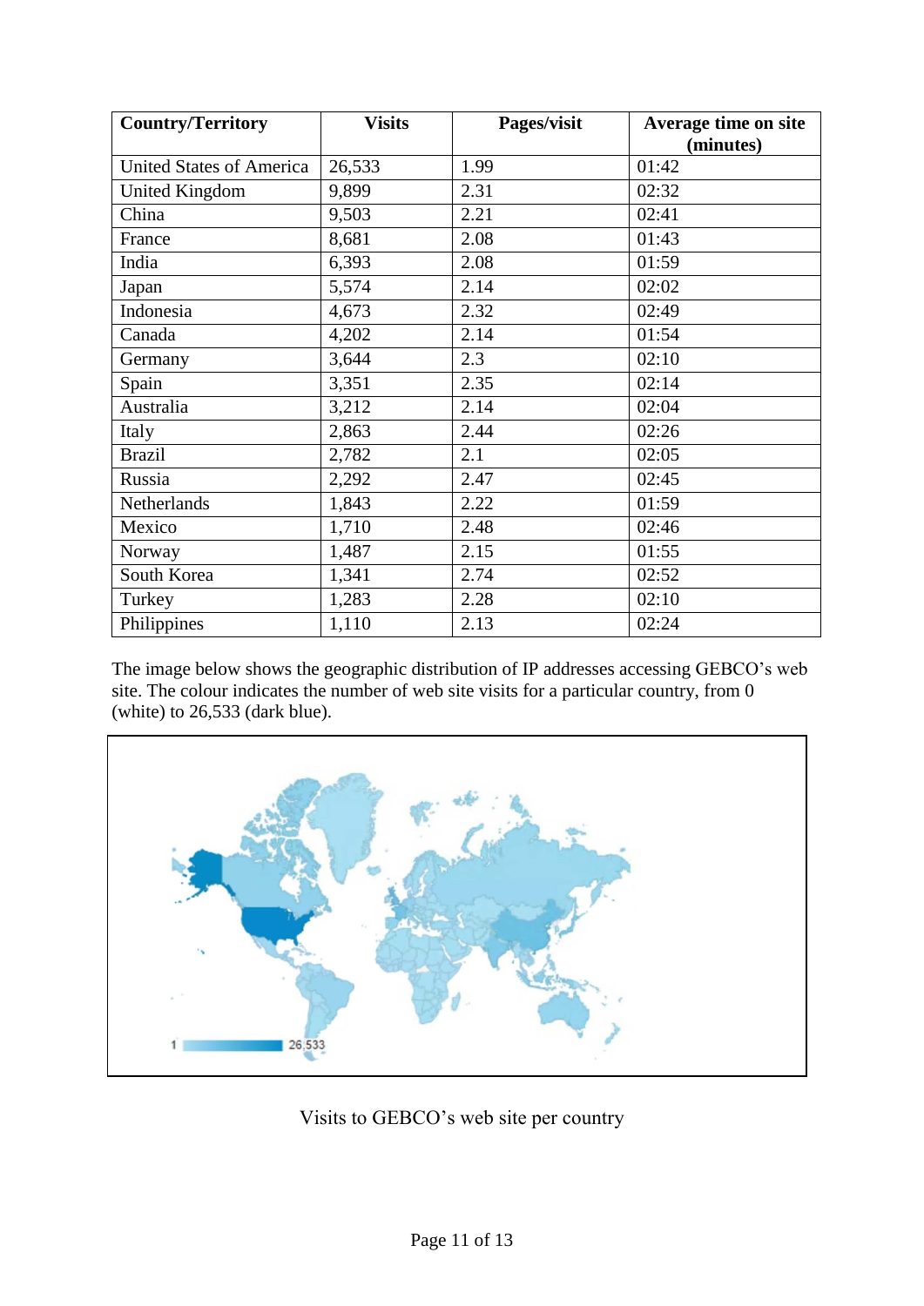| Country/Territory | Visits | Pages/visit | Average time on site (minutes) |
|---|---|---|---|
| United States of America | 26,533 | 1.99 | 01:42 |
| United Kingdom | 9,899 | 2.31 | 02:32 |
| China | 9,503 | 2.21 | 02:41 |
| France | 8,681 | 2.08 | 01:43 |
| India | 6,393 | 2.08 | 01:59 |
| Japan | 5,574 | 2.14 | 02:02 |
| Indonesia | 4,673 | 2.32 | 02:49 |
| Canada | 4,202 | 2.14 | 01:54 |
| Germany | 3,644 | 2.3 | 02:10 |
| Spain | 3,351 | 2.35 | 02:14 |
| Australia | 3,212 | 2.14 | 02:04 |
| Italy | 2,863 | 2.44 | 02:26 |
| Brazil | 2,782 | 2.1 | 02:05 |
| Russia | 2,292 | 2.47 | 02:45 |
| Netherlands | 1,843 | 2.22 | 01:59 |
| Mexico | 1,710 | 2.48 | 02:46 |
| Norway | 1,487 | 2.15 | 01:55 |
| South Korea | 1,341 | 2.74 | 02:52 |
| Turkey | 1,283 | 2.28 | 02:10 |
| Philippines | 1,110 | 2.13 | 02:24 |

The image below shows the geographic distribution of IP addresses accessing GEBCO's web site. The colour indicates the number of web site visits for a particular country, from 0 (white) to 26,533 (dark blue).

Visits to GEBCO's web site per country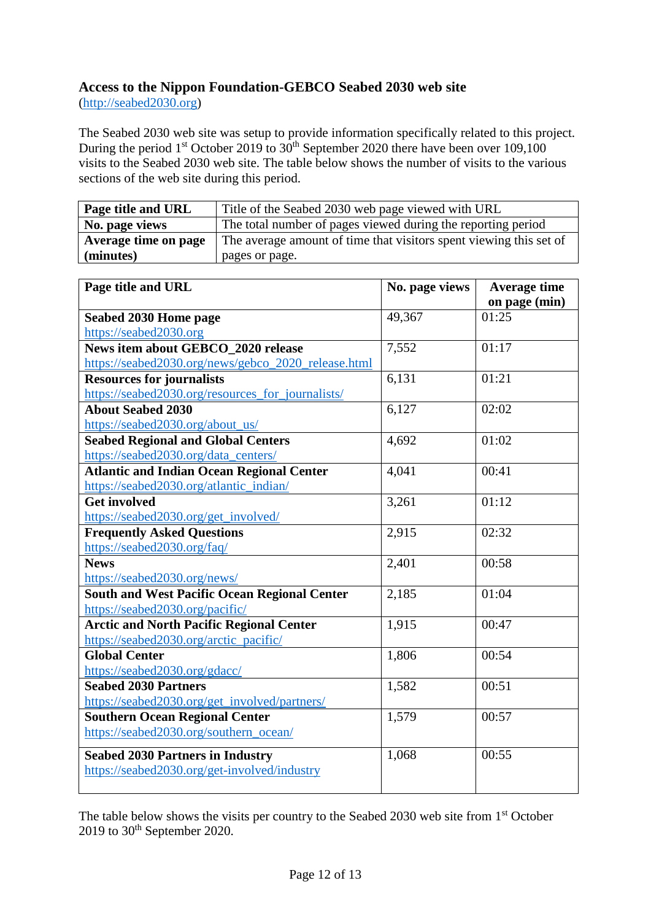### Access to the Nippon Foundation-GEBCO Seabed 2030 web site

(http://seabed2030.org)

The Seabed 2030 web site was setup to provide information specifically related to this project. During the period 1st October 2019 to 30th September 2020 there have been over 109,100 visits to the Seabed 2030 web site. The table below shows the number of visits to the various sections of the web site during this period.

| | |
|---|---|
| **Page title and URL** | Title of the Seabed 2030 web page viewed with URL |
| **No. page views** | The total number of pages viewed during the reporting period |
| **Average time on page (minutes)** | The average amount of time that visitors spent viewing this set of pages or page. |

| Page title and URL | No. page views | Average time on page (min) |
|---|---|---|
| **Seabed 2030 Home page** https://seabed2030.org | 49,367 | 01:25 |
| **News item about GEBCO_2020 release** https://seabed2030.org/news/gebco_2020_release.html | 7,552 | 01:17 |
| **Resources for journalists** https://seabed2030.org/resources_for_journalists/ | 6,131 | 01:21 |
| **About Seabed 2030** https://seabed2030.org/about_us/ | 6,127 | 02:02 |
| **Seabed Regional and Global Centers** https://seabed2030.org/data_centers/ | 4,692 | 01:02 |
| **Atlantic and Indian Ocean Regional Center** https://seabed2030.org/atlantic_indian/ | 4,041 | 00:41 |
| **Get involved** https://seabed2030.org/get_involved/ | 3,261 | 01:12 |
| **Frequently Asked Questions** https://seabed2030.org/faq/ | 2,915 | 02:32 |
| **News** https://seabed2030.org/news/ | 2,401 | 00:58 |
| **South and West Pacific Ocean Regional Center** https://seabed2030.org/pacific/ | 2,185 | 01:04 |
| **Arctic and North Pacific Regional Center** https://seabed2030.org/arctic_pacific/ | 1,915 | 00:47 |
| **Global Center** https://seabed2030.org/gdacc/ | 1,806 | 00:54 |
| **Seabed 2030 Partners** https://seabed2030.org/get_involved/partners/ | 1,582 | 00:51 |
| **Southern Ocean Regional Center** https://seabed2030.org/southern_ocean/ | 1,579 | 00:57 |
| **Seabed 2030 Partners in Industry** https://seabed2030.org/get-involved/industry | 1,068 | 00:55 |

The table below shows the visits per country to the Seabed 2030 web site from 1st October 2019 to 30th September 2020.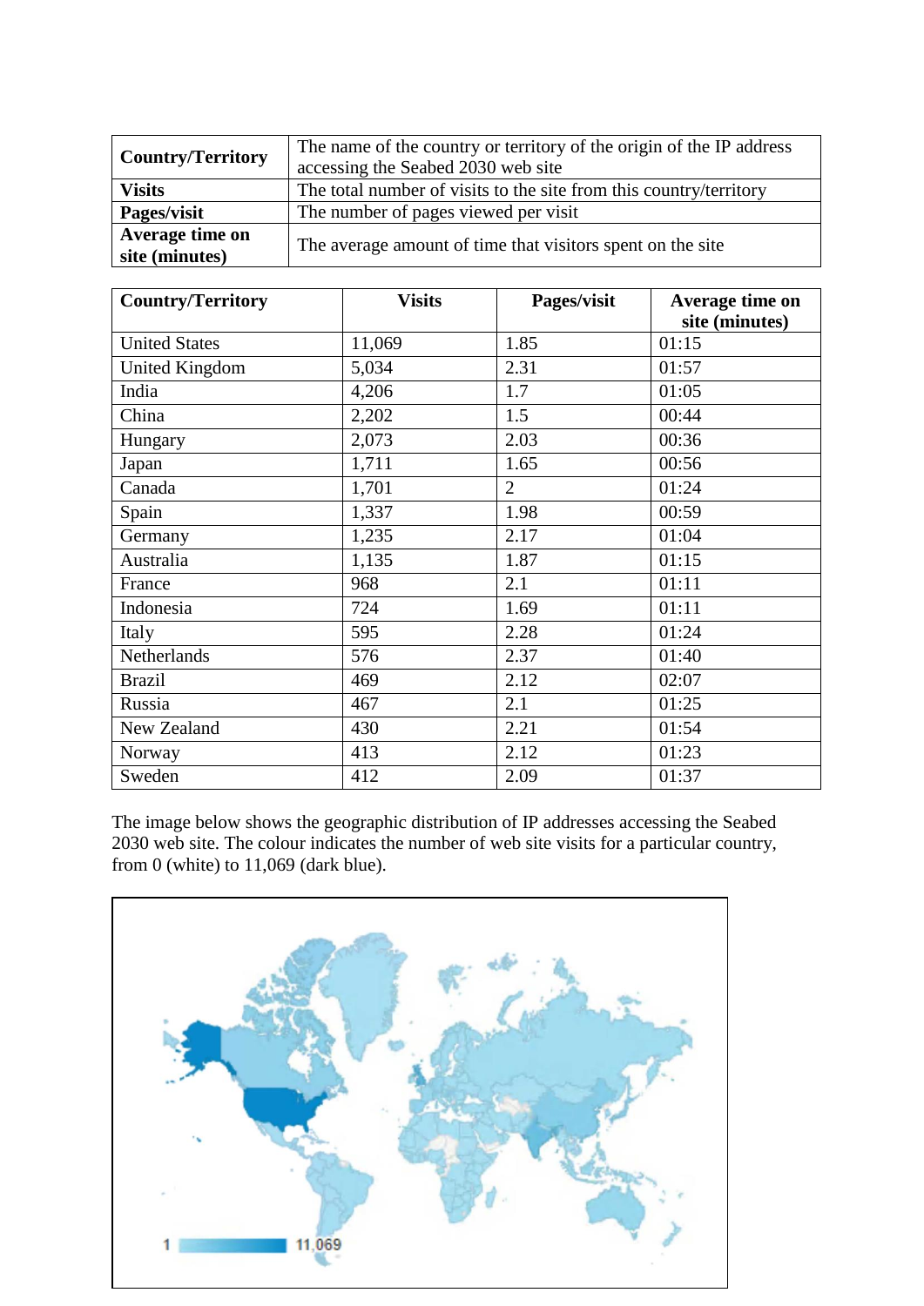| | |
|---|---|
| **Country/Territory** | The name of the country or territory of the origin of the IP address accessing the Seabed 2030 web site |
| **Visits** | The total number of visits to the site from this country/territory |
| **Pages/visit** | The number of pages viewed per visit |
| **Average time on site (minutes)** | The average amount of time that visitors spent on the site |

| **Country/Territory** | **Visits** | **Pages/visit** | **Average time on site (minutes)** |
|---|---|---|---|
| United States | 11,069 | 1.85 | 01:15 |
| United Kingdom | 5,034 | 2.31 | 01:57 |
| India | 4,206 | 1.7 | 01:05 |
| China | 2,202 | 1.5 | 00:44 |
| Hungary | 2,073 | 2.03 | 00:36 |
| Japan | 1,711 | 1.65 | 00:56 |
| Canada | 1,701 | 2 | 01:24 |
| Spain | 1,337 | 1.98 | 00:59 |
| Germany | 1,235 | 2.17 | 01:04 |
| Australia | 1,135 | 1.87 | 01:15 |
| France | 968 | 2.1 | 01:11 |
| Indonesia | 724 | 1.69 | 01:11 |
| Italy | 595 | 2.28 | 01:24 |
| Netherlands | 576 | 2.37 | 01:40 |
| Brazil | 469 | 2.12 | 02:07 |
| Russia | 467 | 2.1 | 01:25 |
| New Zealand | 430 | 2.21 | 01:54 |
| Norway | 413 | 2.12 | 01:23 |
| Sweden | 412 | 2.09 | 01:37 |

The image below shows the geographic distribution of IP addresses accessing the Seabed 2030 web site. The colour indicates the number of web site visits for a particular country, from 0 (white) to 11,069 (dark blue).

1

11,069